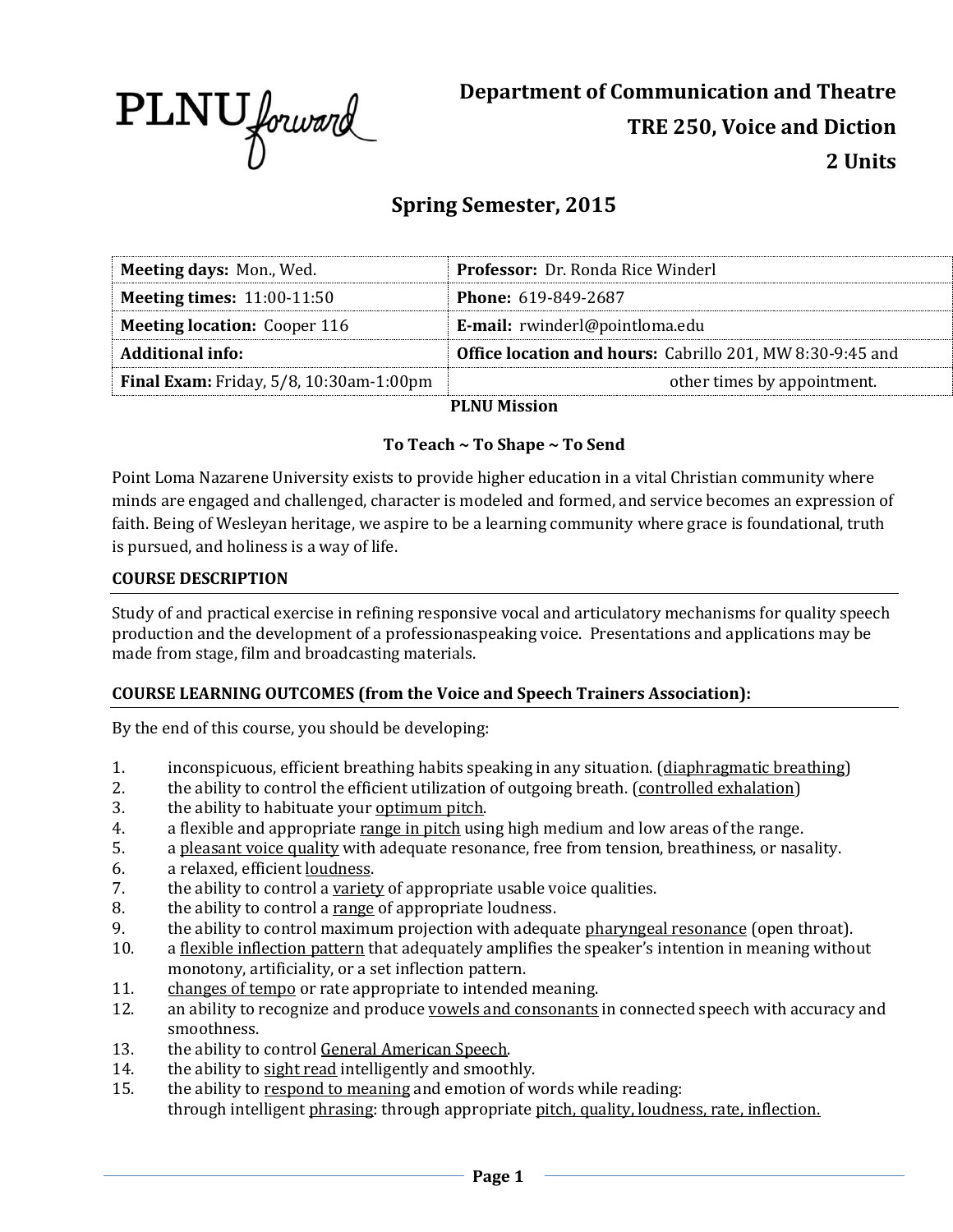PLNU forward

# Department of Communication and Theatre
# TRE 250, Voice and Diction
# 2 Units

## Spring Semester, 2015

| **Meeting days:** Mon., Wed. | **Professor:** Dr. Ronda Rice Winderl |
|---|---|
| **Meeting times:** 11:00-11:50 | **Phone:** 619-849-2687 |
| **Meeting location:** Cooper 116 | **E-mail:** rwinderl@pointloma.edu |
| **Additional info:** | **Office location and hours:** Cabrillo 201, MW 8:30-9:45 and |
| **Final Exam:** Friday, 5/8, 10:30am-1:00pm | other times by appointment. |

**PLNU Mission**

**To Teach ~ To Shape ~ To Send**

Point Loma Nazarene University exists to provide higher education in a vital Christian community where minds are engaged and challenged, character is modeled and formed, and service becomes an expression of faith. Being of Wesleyan heritage, we aspire to be a learning community where grace is foundational, truth is pursued, and holiness is a way of life.

### COURSE DESCRIPTION

Study of and practical exercise in refining responsive vocal and articulatory mechanisms for quality speech production and the development of a professionaspeaking voice. Presentations and applications may be made from stage, film and broadcasting materials.

### COURSE LEARNING OUTCOMES (from the Voice and Speech Trainers Association):

By the end of this course, you should be developing:

1. inconspicuous, efficient breathing habits speaking in any situation. (diaphragmatic breathing)
2. the ability to control the efficient utilization of outgoing breath. (controlled exhalation)
3. the ability to habituate your optimum pitch.
4. a flexible and appropriate range in pitch using high medium and low areas of the range.
5. a pleasant voice quality with adequate resonance, free from tension, breathiness, or nasality.
6. a relaxed, efficient loudness.
7. the ability to control a variety of appropriate usable voice qualities.
8. the ability to control a range of appropriate loudness.
9. the ability to control maximum projection with adequate pharyngeal resonance (open throat).
10. a flexible inflection pattern that adequately amplifies the speaker's intention in meaning without monotony, artificiality, or a set inflection pattern.
11. changes of tempo or rate appropriate to intended meaning.
12. an ability to recognize and produce vowels and consonants in connected speech with accuracy and smoothness.
13. the ability to control General American Speech.
14. the ability to sight read intelligently and smoothly.
15. the ability to respond to meaning and emotion of words while reading: through intelligent phrasing: through appropriate pitch, quality, loudness, rate, inflection.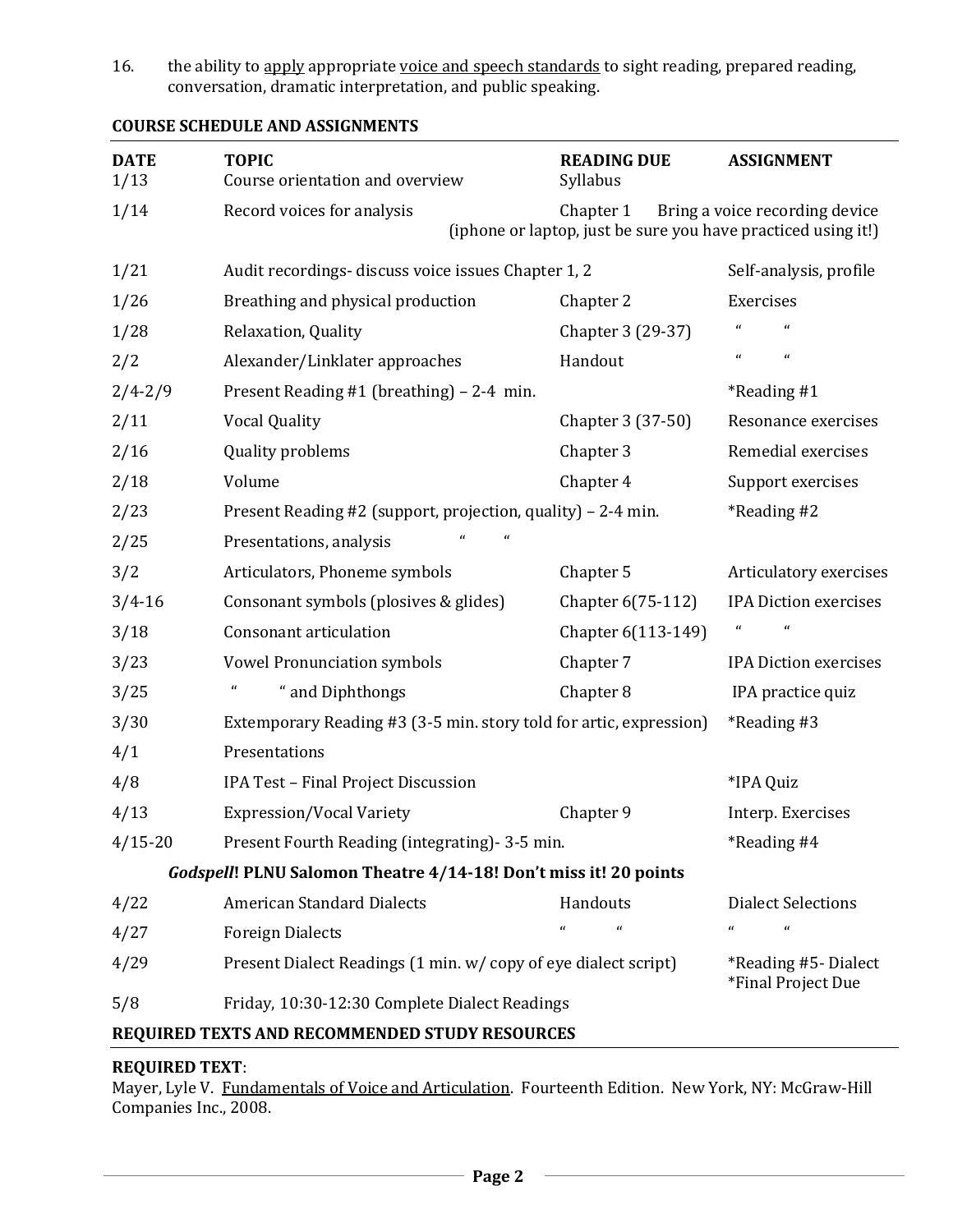16. the ability to apply appropriate voice and speech standards to sight reading, prepared reading, conversation, dramatic interpretation, and public speaking.

**COURSE SCHEDULE AND ASSIGNMENTS**

| DATE | TOPIC | READING DUE | ASSIGNMENT |
|---|---|---|---|
| 1/13 | Course orientation and overview | Syllabus | |
| 1/14 | Record voices for analysis | Chapter 1 | Bring a voice recording device (iphone or laptop, just be sure you have practiced using it!) |
| 1/21 | Audit recordings- discuss voice issues | Chapter 1, 2 | Self-analysis, profile |
| 1/26 | Breathing and physical production | Chapter 2 | Exercises |
| 1/28 | Relaxation, Quality | Chapter 3 (29-37) | " " |
| 2/2 | Alexander/Linklater approaches | Handout | " " |
| 2/4-2/9 | Present Reading #1 (breathing) – 2-4 min. | | *Reading #1 |
| 2/11 | Vocal Quality | Chapter 3 (37-50) | Resonance exercises |
| 2/16 | Quality problems | Chapter 3 | Remedial exercises |
| 2/18 | Volume | Chapter 4 | Support exercises |
| 2/23 | Present Reading #2 (support, projection, quality) – 2-4 min. | | *Reading #2 |
| 2/25 | Presentations, analysis " " | | |
| 3/2 | Articulators, Phoneme symbols | Chapter 5 | Articulatory exercises |
| 3/4-16 | Consonant symbols (plosives & glides) | Chapter 6(75-112) | IPA Diction exercises |
| 3/18 | Consonant articulation | Chapter 6(113-149) | " " |
| 3/23 | Vowel Pronunciation symbols | Chapter 7 | IPA Diction exercises |
| 3/25 | " " and Diphthongs | Chapter 8 | IPA practice quiz |
| 3/30 | Extemporary Reading #3 (3-5 min. story told for artic, expression) | | *Reading #3 |
| 4/1 | Presentations | | |
| 4/8 | IPA Test – Final Project Discussion | | *IPA Quiz |
| 4/13 | Expression/Vocal Variety | Chapter 9 | Interp. Exercises |
| 4/15-20 | Present Fourth Reading (integrating)- 3-5 min. | | *Reading #4 |
| | ***Godspell*! PLNU Salomon Theatre 4/14-18! Don't miss it! 20 points** | | |
| 4/22 | American Standard Dialects | Handouts | Dialect Selections |
| 4/27 | Foreign Dialects | " " | " " |
| 4/29 | Present Dialect Readings (1 min. w/ copy of eye dialect script) | | *Reading #5- Dialect *Final Project Due |
| 5/8 | Friday, 10:30-12:30 Complete Dialect Readings | | |

**REQUIRED TEXTS AND RECOMMENDED STUDY RESOURCES**

**REQUIRED TEXT**:
Mayer, Lyle V. Fundamentals of Voice and Articulation. Fourteenth Edition. New York, NY: McGraw-Hill Companies Inc., 2008.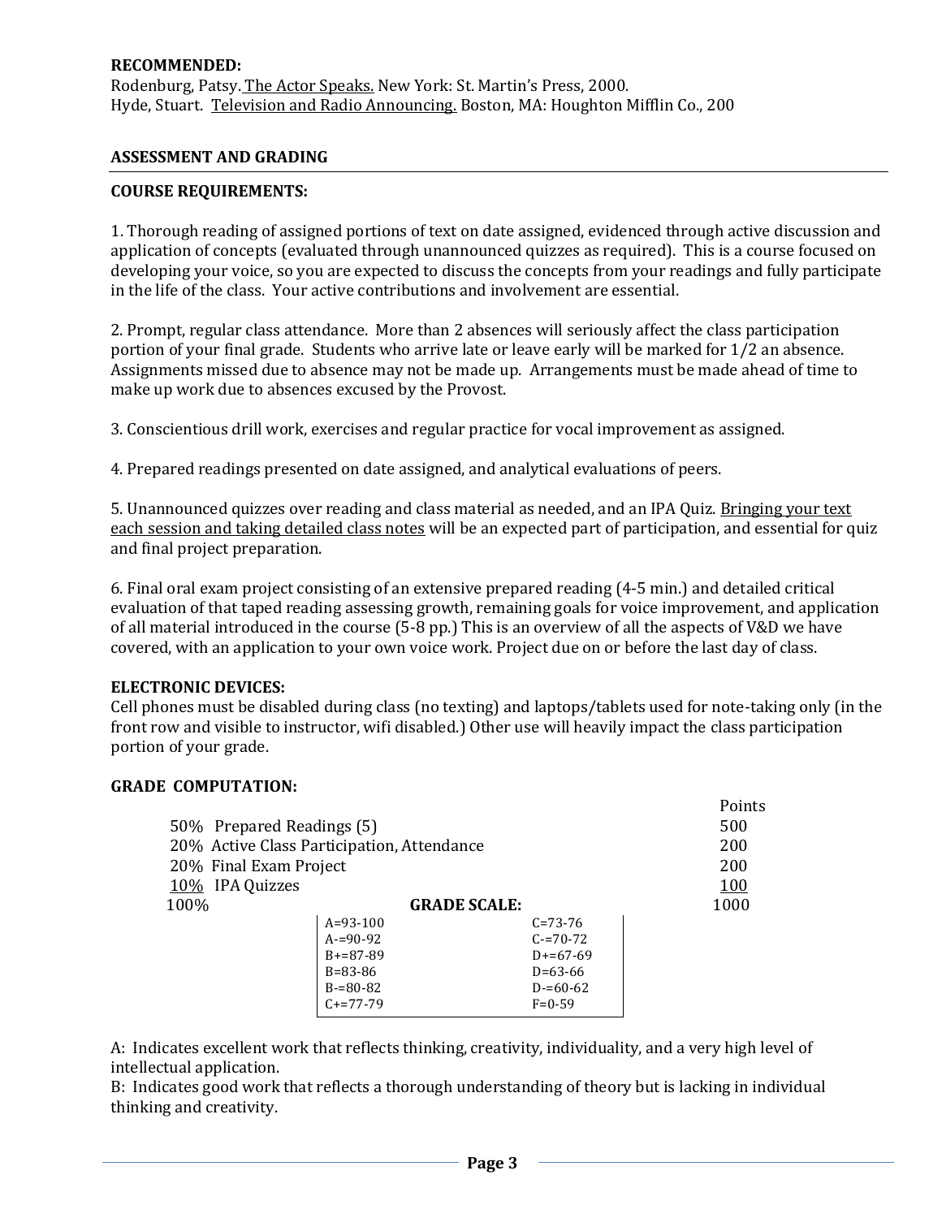**RECOMMENDED:**
Rodenburg, Patsy. The Actor Speaks. New York: St. Martin's Press, 2000.
Hyde, Stuart. Television and Radio Announcing. Boston, MA: Houghton Mifflin Co., 200

## ASSESSMENT AND GRADING

### COURSE REQUIREMENTS:

1. Thorough reading of assigned portions of text on date assigned, evidenced through active discussion and application of concepts (evaluated through unannounced quizzes as required). This is a course focused on developing your voice, so you are expected to discuss the concepts from your readings and fully participate in the life of the class. Your active contributions and involvement are essential.

2. Prompt, regular class attendance. More than 2 absences will seriously affect the class participation portion of your final grade. Students who arrive late or leave early will be marked for 1/2 an absence. Assignments missed due to absence may not be made up. Arrangements must be made ahead of time to make up work due to absences excused by the Provost.

3. Conscientious drill work, exercises and regular practice for vocal improvement as assigned.

4. Prepared readings presented on date assigned, and analytical evaluations of peers.

5. Unannounced quizzes over reading and class material as needed, and an IPA Quiz. Bringing your text each session and taking detailed class notes will be an expected part of participation, and essential for quiz and final project preparation.

6. Final oral exam project consisting of an extensive prepared reading (4-5 min.) and detailed critical evaluation of that taped reading assessing growth, remaining goals for voice improvement, and application of all material introduced in the course (5-8 pp.) This is an overview of all the aspects of V&D we have covered, with an application to your own voice work. Project due on or before the last day of class.

### ELECTRONIC DEVICES:

Cell phones must be disabled during class (no texting) and laptops/tablets used for note-taking only (in the front row and visible to instructor, wifi disabled.) Other use will heavily impact the class participation portion of your grade.

### GRADE COMPUTATION:

| % | Component | Points |
|---|---|---|
| 50% | Prepared Readings (5) | 500 |
| 20% | Active Class Participation, Attendance | 200 |
| 20% | Final Exam Project | 200 |
| 10% | IPA Quizzes | 100 |
| 100% | | 1000 |

**GRADE SCALE:**

| | |
|---|---|
| A=93-100 | C=73-76 |
| A-=90-92 | C-=70-72 |
| B+=87-89 | D+=67-69 |
| B=83-86 | D=63-66 |
| B-=80-82 | D-=60-62 |
| C+=77-79 | F=0-59 |

A: Indicates excellent work that reflects thinking, creativity, individuality, and a very high level of intellectual application.
B: Indicates good work that reflects a thorough understanding of theory but is lacking in individual thinking and creativity.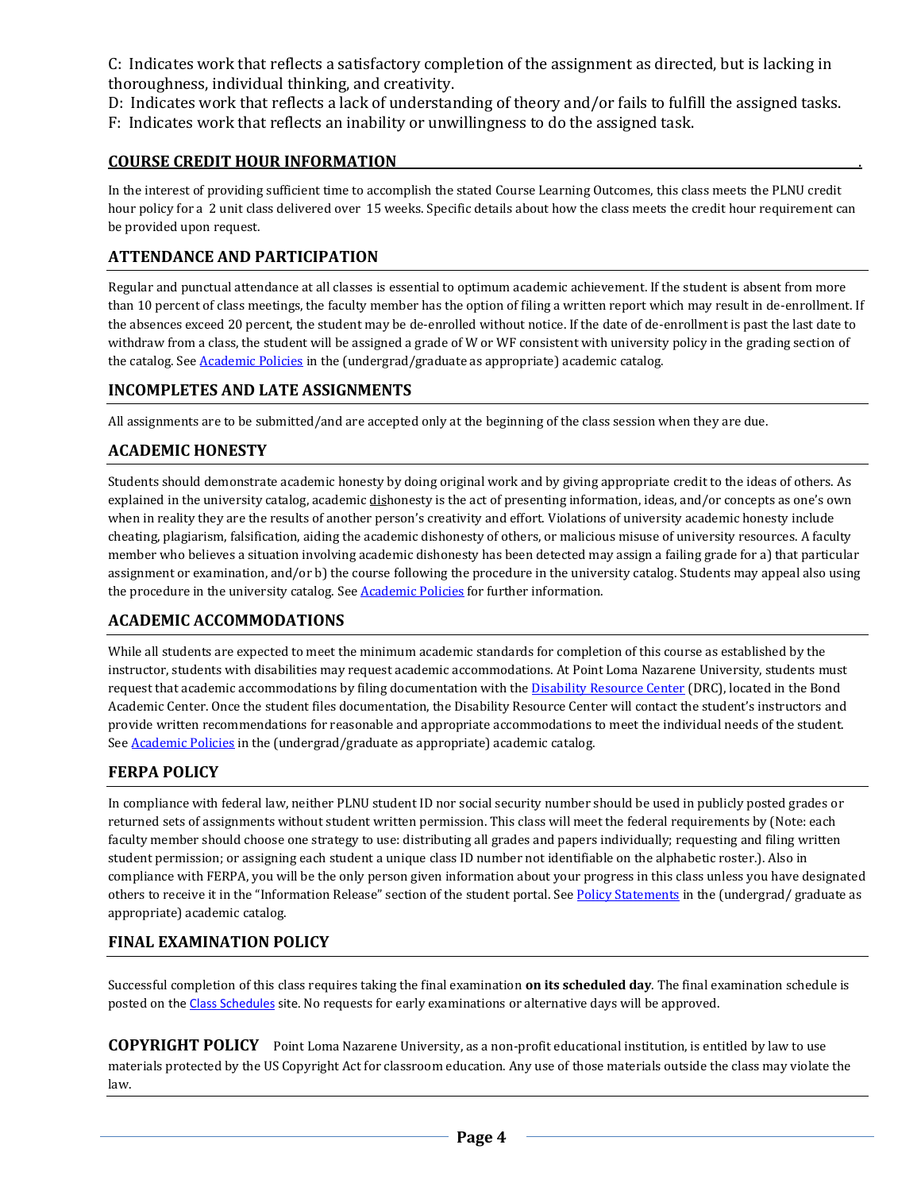C: Indicates work that reflects a satisfactory completion of the assignment as directed, but is lacking in thoroughness, individual thinking, and creativity.

D: Indicates work that reflects a lack of understanding of theory and/or fails to fulfill the assigned tasks.

F: Indicates work that reflects an inability or unwillingness to do the assigned task.

## COURSE CREDIT HOUR INFORMATION

In the interest of providing sufficient time to accomplish the stated Course Learning Outcomes, this class meets the PLNU credit hour policy for a 2 unit class delivered over 15 weeks. Specific details about how the class meets the credit hour requirement can be provided upon request.

## ATTENDANCE AND PARTICIPATION

Regular and punctual attendance at all classes is essential to optimum academic achievement. If the student is absent from more than 10 percent of class meetings, the faculty member has the option of filing a written report which may result in de-enrollment. If the absences exceed 20 percent, the student may be de-enrolled without notice. If the date of de-enrollment is past the last date to withdraw from a class, the student will be assigned a grade of W or WF consistent with university policy in the grading section of the catalog. See [Academic Policies] in the (undergrad/graduate as appropriate) academic catalog.

## INCOMPLETES AND LATE ASSIGNMENTS

All assignments are to be submitted/and are accepted only at the beginning of the class session when they are due.

## ACADEMIC HONESTY

Students should demonstrate academic honesty by doing original work and by giving appropriate credit to the ideas of others. As explained in the university catalog, academic dishonesty is the act of presenting information, ideas, and/or concepts as one's own when in reality they are the results of another person's creativity and effort. Violations of university academic honesty include cheating, plagiarism, falsification, aiding the academic dishonesty of others, or malicious misuse of university resources. A faculty member who believes a situation involving academic dishonesty has been detected may assign a failing grade for a) that particular assignment or examination, and/or b) the course following the procedure in the university catalog. Students may appeal also using the procedure in the university catalog. See [Academic Policies] for further information.

## ACADEMIC ACCOMMODATIONS

While all students are expected to meet the minimum academic standards for completion of this course as established by the instructor, students with disabilities may request academic accommodations. At Point Loma Nazarene University, students must request that academic accommodations by filing documentation with the [Disability Resource Center] (DRC), located in the Bond Academic Center. Once the student files documentation, the Disability Resource Center will contact the student's instructors and provide written recommendations for reasonable and appropriate accommodations to meet the individual needs of the student. See [Academic Policies] in the (undergrad/graduate as appropriate) academic catalog.

## FERPA POLICY

In compliance with federal law, neither PLNU student ID nor social security number should be used in publicly posted grades or returned sets of assignments without student written permission. This class will meet the federal requirements by (Note: each faculty member should choose one strategy to use: distributing all grades and papers individually; requesting and filing written student permission; or assigning each student a unique class ID number not identifiable on the alphabetic roster.). Also in compliance with FERPA, you will be the only person given information about your progress in this class unless you have designated others to receive it in the "Information Release" section of the student portal. See [Policy Statements] in the (undergrad/ graduate as appropriate) academic catalog.

## FINAL EXAMINATION POLICY

Successful completion of this class requires taking the final examination **on its scheduled day**. The final examination schedule is posted on the [Class Schedules] site. No requests for early examinations or alternative days will be approved.

**COPYRIGHT POLICY** Point Loma Nazarene University, as a non-profit educational institution, is entitled by law to use materials protected by the US Copyright Act for classroom education. Any use of those materials outside the class may violate the law.